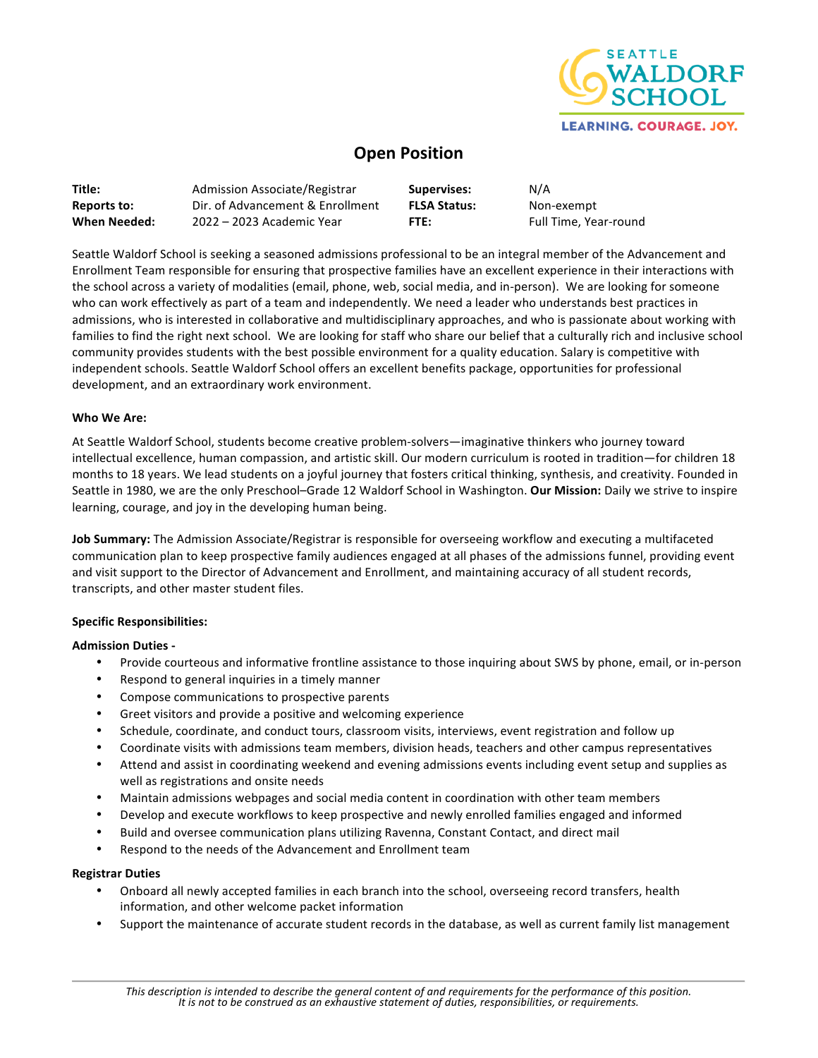SEATTLE WALDORF SCHOOL

LEARNING. COURAGE. JOY.

# Open Position

| | | | |
|---|---|---|---|
| **Title:** | Admission Associate/Registrar | **Supervises:** | N/A |
| **Reports to:** | Dir. of Advancement & Enrollment | **FLSA Status:** | Non-exempt |
| **When Needed:** | 2022 – 2023 Academic Year | **FTE:** | Full Time, Year-round |

Seattle Waldorf School is seeking a seasoned admissions professional to be an integral member of the Advancement and Enrollment Team responsible for ensuring that prospective families have an excellent experience in their interactions with the school across a variety of modalities (email, phone, web, social media, and in-person). We are looking for someone who can work effectively as part of a team and independently. We need a leader who understands best practices in admissions, who is interested in collaborative and multidisciplinary approaches, and who is passionate about working with families to find the right next school. We are looking for staff who share our belief that a culturally rich and inclusive school community provides students with the best possible environment for a quality education. Salary is competitive with independent schools. Seattle Waldorf School offers an excellent benefits package, opportunities for professional development, and an extraordinary work environment.

**Who We Are:**

At Seattle Waldorf School, students become creative problem-solvers—imaginative thinkers who journey toward intellectual excellence, human compassion, and artistic skill. Our modern curriculum is rooted in tradition—for children 18 months to 18 years. We lead students on a joyful journey that fosters critical thinking, synthesis, and creativity. Founded in Seattle in 1980, we are the only Preschool–Grade 12 Waldorf School in Washington. **Our Mission:** Daily we strive to inspire learning, courage, and joy in the developing human being.

**Job Summary:** The Admission Associate/Registrar is responsible for overseeing workflow and executing a multifaceted communication plan to keep prospective family audiences engaged at all phases of the admissions funnel, providing event and visit support to the Director of Advancement and Enrollment, and maintaining accuracy of all student records, transcripts, and other master student files.

**Specific Responsibilities:**

**Admission Duties -**

- Provide courteous and informative frontline assistance to those inquiring about SWS by phone, email, or in-person
- Respond to general inquiries in a timely manner
- Compose communications to prospective parents
- Greet visitors and provide a positive and welcoming experience
- Schedule, coordinate, and conduct tours, classroom visits, interviews, event registration and follow up
- Coordinate visits with admissions team members, division heads, teachers and other campus representatives
- Attend and assist in coordinating weekend and evening admissions events including event setup and supplies as well as registrations and onsite needs
- Maintain admissions webpages and social media content in coordination with other team members
- Develop and execute workflows to keep prospective and newly enrolled families engaged and informed
- Build and oversee communication plans utilizing Ravenna, Constant Contact, and direct mail
- Respond to the needs of the Advancement and Enrollment team

**Registrar Duties**

- Onboard all newly accepted families in each branch into the school, overseeing record transfers, health information, and other welcome packet information
- Support the maintenance of accurate student records in the database, as well as current family list management

*This description is intended to describe the general content of and requirements for the performance of this position. It is not to be construed as an exhaustive statement of duties, responsibilities, or requirements.*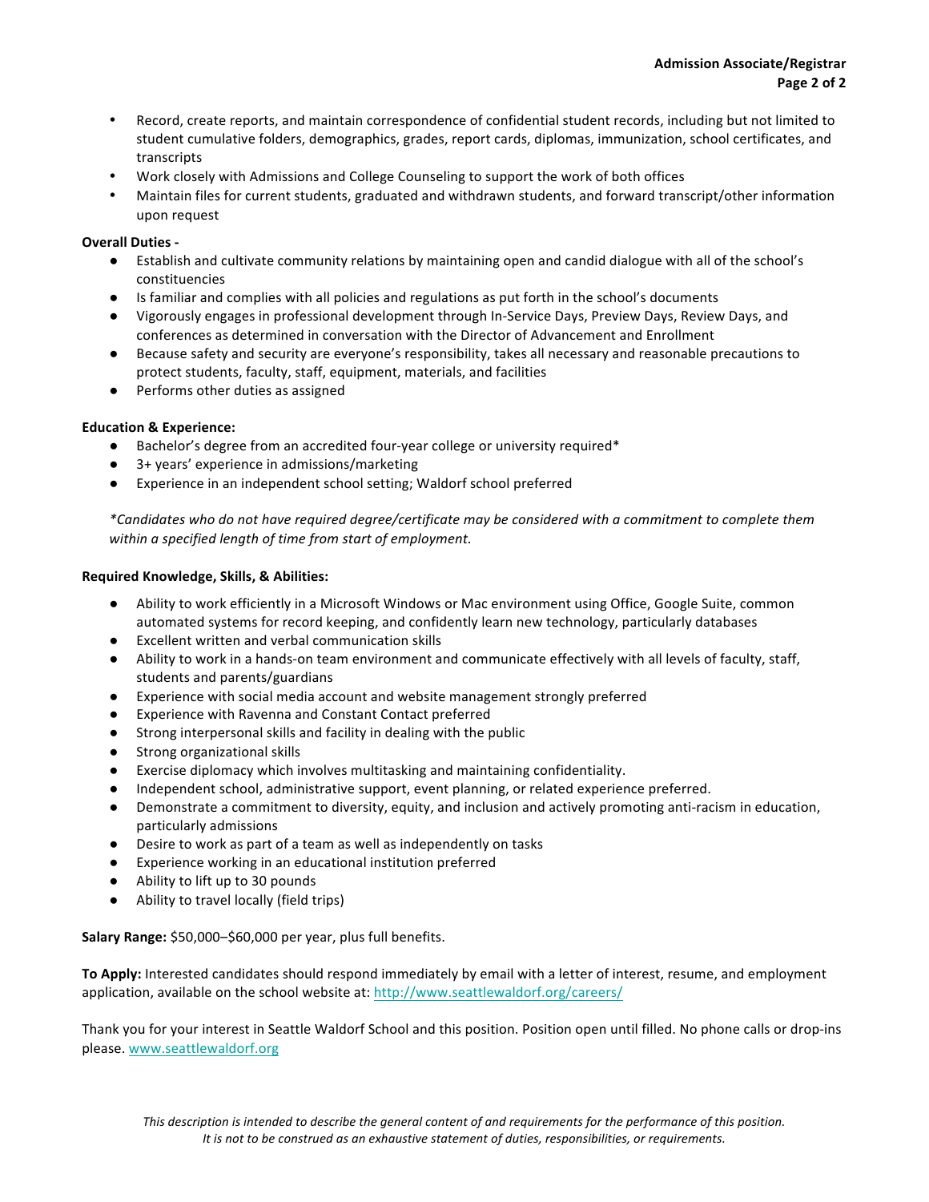- Record, create reports, and maintain correspondence of confidential student records, including but not limited to student cumulative folders, demographics, grades, report cards, diplomas, immunization, school certificates, and transcripts
- Work closely with Admissions and College Counseling to support the work of both offices
- Maintain files for current students, graduated and withdrawn students, and forward transcript/other information upon request

**Overall Duties -**

- Establish and cultivate community relations by maintaining open and candid dialogue with all of the school's constituencies
- Is familiar and complies with all policies and regulations as put forth in the school's documents
- Vigorously engages in professional development through In-Service Days, Preview Days, Review Days, and conferences as determined in conversation with the Director of Advancement and Enrollment
- Because safety and security are everyone's responsibility, takes all necessary and reasonable precautions to protect students, faculty, staff, equipment, materials, and facilities
- Performs other duties as assigned

**Education & Experience:**

- Bachelor's degree from an accredited four-year college or university required*
- 3+ years' experience in admissions/marketing
- Experience in an independent school setting; Waldorf school preferred

*\*Candidates who do not have required degree/certificate may be considered with a commitment to complete them within a specified length of time from start of employment.*

**Required Knowledge, Skills, & Abilities:**

- Ability to work efficiently in a Microsoft Windows or Mac environment using Office, Google Suite, common automated systems for record keeping, and confidently learn new technology, particularly databases
- Excellent written and verbal communication skills
- Ability to work in a hands-on team environment and communicate effectively with all levels of faculty, staff, students and parents/guardians
- Experience with social media account and website management strongly preferred
- Experience with Ravenna and Constant Contact preferred
- Strong interpersonal skills and facility in dealing with the public
- Strong organizational skills
- Exercise diplomacy which involves multitasking and maintaining confidentiality.
- Independent school, administrative support, event planning, or related experience preferred.
- Demonstrate a commitment to diversity, equity, and inclusion and actively promoting anti-racism in education, particularly admissions
- Desire to work as part of a team as well as independently on tasks
- Experience working in an educational institution preferred
- Ability to lift up to 30 pounds
- Ability to travel locally (field trips)

**Salary Range:** $50,000–$60,000 per year, plus full benefits.

**To Apply:** Interested candidates should respond immediately by email with a letter of interest, resume, and employment application, available on the school website at: http://www.seattlewaldorf.org/careers/

Thank you for your interest in Seattle Waldorf School and this position. Position open until filled. No phone calls or drop-ins please. www.seattlewaldorf.org

*This description is intended to describe the general content of and requirements for the performance of this position. It is not to be construed as an exhaustive statement of duties, responsibilities, or requirements.*